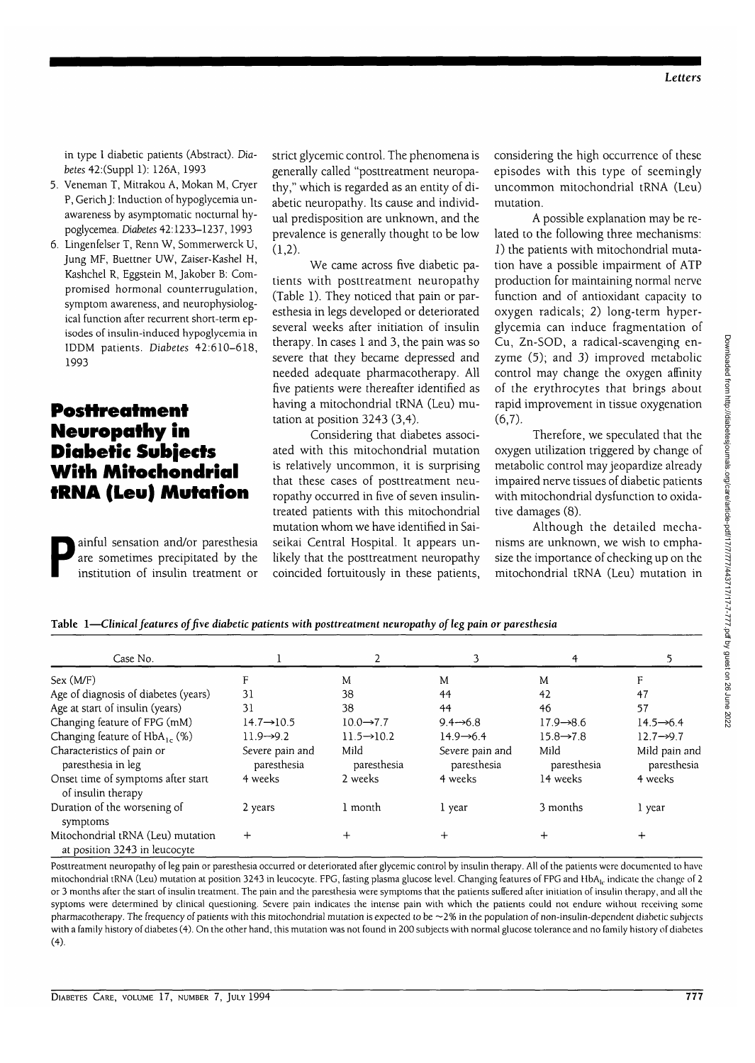in type I diabetic patients (Abstract). *Diabetes* 42:(Suppl 1): 126A, 1993

5. Veneman T, Mitrakou A, Mokan M, Cryer P, Gerich J: Induction of hypoglycemia unawareness by asymptomatic nocturnal hypoglycemea. *Diabetes* 42:1233–1237, 1993
6. Lingenfelser T, Renn W, Sommerwerck U, Jung MF, Buettner UW, Zaiser-Kashel H, Kashchel R, Eggstein M, Jakober B: Compromised hormonal counterregulation, symptom awareness, and neurophysiological function after recurrent short-term episodes of insulin-induced hypoglycemia in IDDM patients. *Diabetes* 42:610–618, 1993

# Posttreatment Neuropathy in Diabetic Subjects With Mitochondrial tRNA (Leu) Mutation

Painful sensation and/or paresthesia are sometimes precipitated by the institution of insulin treatment or strict glycemic control. The phenomena is generally called "posttreatment neuropathy," which is regarded as an entity of diabetic neuropathy. Its cause and individual predisposition are unknown, and the prevalence is generally thought to be low (1,2).

We came across five diabetic patients with posttreatment neuropathy (Table 1). They noticed that pain or paresthesia in legs developed or deteriorated several weeks after initiation of insulin therapy. In cases 1 and 3, the pain was so severe that they became depressed and needed adequate pharmacotherapy. All five patients were thereafter identified as having a mitochondrial tRNA (Leu) mutation at position 3243 (3,4).

Considering that diabetes associated with this mitochondrial mutation is relatively uncommon, it is surprising that these cases of posttreatment neuropathy occurred in five of seven insulin-treated patients with this mitochondrial mutation whom we have identified in Saiseikai Central Hospital. It appears unlikely that the posttreatment neuropathy coincided fortuitously in these patients, considering the high occurrence of these episodes with this type of seemingly uncommon mitochondrial tRNA (Leu) mutation.

A possible explanation may be related to the following three mechanisms: *1*) the patients with mitochondrial mutation have a possible impairment of ATP production for maintaining normal nerve function and of antioxidant capacity to oxygen radicals; *2*) long-term hyperglycemia can induce fragmentation of Cu, Zn-SOD, a radical-scavenging enzyme (5); and *3*) improved metabolic control may change the oxygen affinity of the erythrocytes that brings about rapid improvement in tissue oxygenation (6,7).

Therefore, we speculated that the oxygen utilization triggered by change of metabolic control may jeopardize already impaired nerve tissues of diabetic patients with mitochondrial dysfunction to oxidative damages (8).

Although the detailed mechanisms are unknown, we wish to emphasize the importance of checking up on the mitochondrial tRNA (Leu) mutation in

**Table 1**—*Clinical features of five diabetic patients with posttreatment neuropathy of leg pain or paresthesia*

| Case No. | 1 | 2 | 3 | 4 | 5 |
|---|---|---|---|---|---|
| Sex (M/F) | F | M | M | M | F |
| Age of diagnosis of diabetes (years) | 31 | 38 | 44 | 42 | 47 |
| Age at start of insulin (years) | 31 | 38 | 44 | 46 | 57 |
| Changing feature of FPG (mM) | 14.7→10.5 | 10.0→7.7 | 9.4→6.8 | 17.9→8.6 | 14.5→6.4 |
| Changing feature of $HbA_{1c}$ (%) | 11.9→9.2 | 11.5→10.2 | 14.9→6.4 | 15.8→7.8 | 12.7→9.7 |
| Characteristics of pain or paresthesia in leg | Severe pain and paresthesia | Mild paresthesia | Severe pain and paresthesia | Mild paresthesia | Mild pain and paresthesia |
| Onset time of symptoms after start of insulin therapy | 4 weeks | 2 weeks | 4 weeks | 14 weeks | 4 weeks |
| Duration of the worsening of symptoms | 2 years | 1 month | 1 year | 3 months | 1 year |
| Mitochondrial tRNA (Leu) mutation at position 3243 in leucocyte | + | + | + | + | + |

Posttreatment neuropathy of leg pain or paresthesia occurred or deteriorated after glycemic control by insulin therapy. All of the patients were documented to have mitochondrial tRNA (Leu) mutation at position 3243 in leucocyte. FPG, fasting plasma glucose level. Changing features of FPG and $HbA_{1c}$ indicate the change of 2 or 3 months after the start of insulin treatment. The pain and the paresthesia were symptoms that the patients suffered after initiation of insulin therapy, and all the syptoms were determined by clinical questioning. Severe pain indicates the intense pain with which the patients could not endure without receiving some pharmacotherapy. The frequency of patients with this mitochondrial mutation is expected to be ~2% in the population of non-insulin-dependent diabetic subjects with a family history of diabetes (4). On the other hand, this mutation was not found in 200 subjects with normal glucose tolerance and no family history of diabetes (4).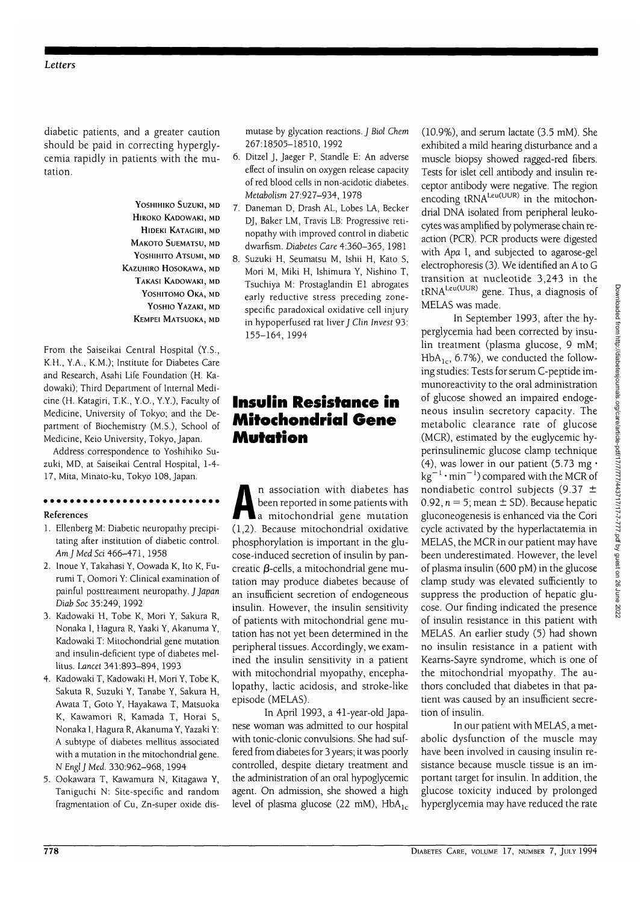diabetic patients, and a greater caution should be paid in correcting hyperglycemia rapidly in patients with the mutation.

YOSHIHIKO SUZUKI, MD
HIROKO KADOWAKI, MD
HIDEKI KATAGIRI, MD
MAKOTO SUEMATSU, MD
YOSHIHITO ATSUMI, MD
KAZUHIRO HOSOKAWA, MD
TAKASI KADOWAKI, MD
YOSHITOMO OKA, MD
YOSHIO YAZAKI, MD
KEMPEI MATSUOKA, MD

From the Saiseikai Central Hospital (Y.S., K.H., Y.A., K.M.); Institute for Diabetes Care and Research, Asahi Life Foundation (H. Kadowaki); Third Department of Internal Medicine (H. Katagiri, T.K., Y.O., Y.Y.), Faculty of Medicine, University of Tokyo; and the Department of Biochemistry (M.S.), School of Medicine, Keio University, Tokyo, Japan.

Address correspondence to Yoshihiko Suzuki, MD, at Saiseikai Central Hospital, 1-4-17, Mita, Minato-ku, Tokyo 108, Japan.

**References**

1. Ellenberg M: Diabetic neuropathy precipitating after institution of diabetic control. *Am J Med Sci* 466–471, 1958
2. Inoue Y, Takahasi Y, Oowada K, Ito K, Furumi T, Oomori Y: Clinical examination of painful posttreatment neuropathy. *J Japan Diab Soc* 35:249, 1992
3. Kadowaki H, Tobe K, Mori Y, Sakura R, Nonaka I, Hagura R, Yaaki Y, Akanuma Y, Kadowaki T: Mitochondrial gene mutation and insulin-deficient type of diabetes mellitus. *Lancet* 341:893–894, 1993
4. Kadowaki T, Kadowaki H, Mori Y, Tobe K, Sakuta R, Suzuki Y, Tanabe Y, Sakura H, Awata T, Goto Y, Hayakawa T, Matsuoka K, Kawamori R, Kamada T, Horai S, Nonaka I, Hagura R, Akanuma Y, Yazaki Y: A subtype of diabetes mellitus associated with a mutation in the mitochondrial gene. *N Engl J Med.* 330:962–968, 1994
5. Ookawara T, Kawamura N, Kitagawa Y, Taniguchi N: Site-specific and random fragmentation of Cu, Zn-super oxide dismutase by glycation reactions. *J Biol Chem* 267:18505–18510, 1992
6. Ditzel J, Jaeger P, Standle E: An adverse effect of insulin on oxygen release capacity of red blood cells in non-acidotic diabetes. *Metabolism* 27:927–934, 1978
7. Daneman D, Drash AL, Lobes LA, Becker DJ, Baker LM, Travis LB: Progressive retinopathy with improved control in diabetic dwarfism. *Diabetes Care* 4:360–365, 1981
8. Suzuki H, Seumatsu M, Ishii H, Kato S, Mori M, Miki H, Ishimura Y, Nishino T, Tsuchiya M: Prostaglandin E1 abrogates early reductive stress preceding zone-specific paradoxical oxidative cell injury in hypoperfused rat liver *J Clin Invest* 93: 155–164, 1994

# Insulin Resistance in Mitochondrial Gene Mutation

An association with diabetes has been reported in some patients with a mitochondrial gene mutation (1,2). Because mitochondrial oxidative phosphorylation is important in the glucose-induced secretion of insulin by pancreatic $\beta$-cells, a mitochondrial gene mutation may produce diabetes because of an insufficient secretion of endogeneous insulin. However, the insulin sensitivity of patients with mitochondrial gene mutation has not yet been determined in the peripheral tissues. Accordingly, we examined the insulin sensitivity in a patient with mitochondrial myopathy, encephalopathy, lactic acidosis, and stroke-like episode (MELAS).

In April 1993, a 41-year-old Japanese woman was admitted to our hospital with tonic-clonic convulsions. She had suffered from diabetes for 3 years; it was poorly controlled, despite dietary treatment and the administration of an oral hypoglycemic agent. On admission, she showed a high level of plasma glucose (22 mM), $HbA_{1c}$ (10.9%), and serum lactate (3.5 mM). She exhibited a mild hearing disturbance and a muscle biopsy showed ragged-red fibers. Tests for islet cell antibody and insulin receptor antibody were negative. The region encoding $tRNA^{Leu(UUR)}$ in the mitochondrial DNA isolated from peripheral leukocytes was amplified by polymerase chain reaction (PCR). PCR products were digested with *Apa* I, and subjected to agarose-gel electrophoresis (3). We identified an A to G transition at nucleotide 3,243 in the $tRNA^{Leu(UUR)}$ gene. Thus, a diagnosis of MELAS was made.

In September 1993, after the hyperglycemia had been corrected by insulin treatment (plasma glucose, 9 mM; $HbA_{1c}$, 6.7%), we conducted the following studies: Tests for serum C-peptide immunoreactivity to the oral administration of glucose showed an impaired endogeneous insulin secretory capacity. The metabolic clearance rate of glucose (MCR), estimated by the euglycemic hyperinsulinemic glucose clamp technique (4), was lower in our patient (5.73 mg $\cdot$ $kg^{-1} \cdot min^{-1}$) compared with the MCR of nondiabetic control subjects (9.37 $\pm$ 0.92, $n = 5$; mean $\pm$ SD). Because hepatic gluconeogenesis is enhanced via the Cori cycle activated by the hyperlactatemia in MELAS, the MCR in our patient may have been underestimated. However, the level of plasma insulin (600 pM) in the glucose clamp study was elevated sufficiently to suppress the production of hepatic glucose. Our finding indicated the presence of insulin resistance in this patient with MELAS. An earlier study (5) had shown no insulin resistance in a patient with Kearns-Sayre syndrome, which is one of the mitochondrial myopathy. The authors concluded that diabetes in that patient was caused by an insufficient secretion of insulin.

In our patient with MELAS, a metabolic dysfunction of the muscle may have been involved in causing insulin resistance because muscle tissue is an important target for insulin. In addition, the glucose toxicity induced by prolonged hyperglycemia may have reduced the rate